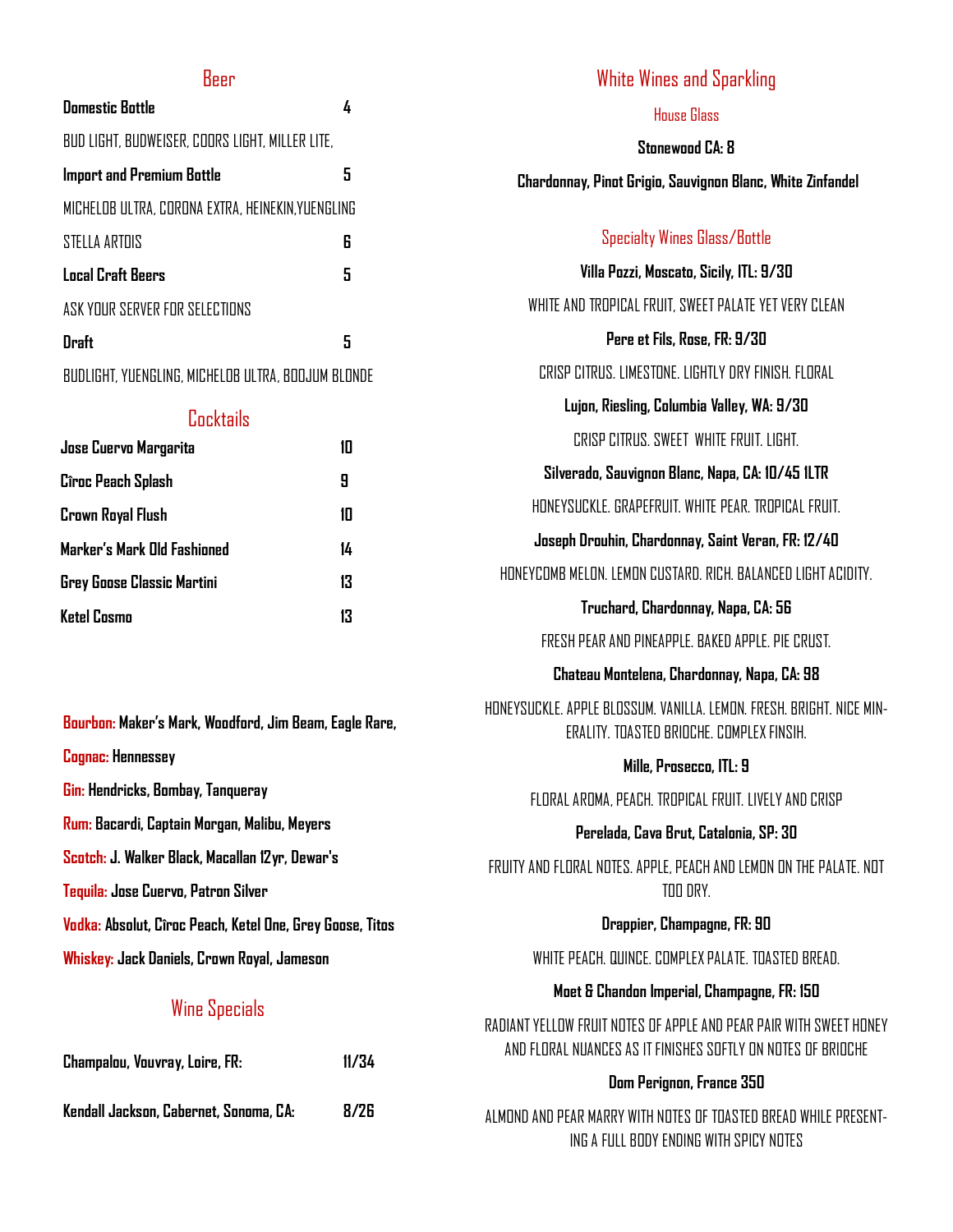## Beer

| | |
|---|---|
| **Domestic Bottle** | **4** |
| BUD LIGHT, BUDWEISER, COORS LIGHT, MILLER LITE, | |
| **Import and Premium Bottle** | **5** |
| MICHELOB ULTRA, CORONA EXTRA, HEINEKIN,YUENGLING | |
| STELLA ARTOIS | **6** |
| **Local Craft Beers** | **5** |
| ASK YOUR SERVER FOR SELECTIONS | |
| **Draft** | **5** |
| BUDLIGHT, YUENGLING, MICHELOB ULTRA, BOOJUM BLONDE | |

## Cocktails

| | |
|---|---|
| **Jose Cuervo Margarita** | **10** |
| **Cîroc Peach Splash** | **9** |
| **Crown Royal Flush** | **10** |
| **Marker's Mark Old Fashioned** | **14** |
| **Grey Goose Classic Martini** | **13** |
| **Ketel Cosmo** | **13** |

**Bourbon:** **Maker's Mark, Woodford, Jim Beam, Eagle Rare,**

**Cognac:** **Hennessey**

**Gin:** **Hendricks, Bombay, Tanqueray**

**Rum:** **Bacardi, Captain Morgan, Malibu, Meyers**

**Scotch:** **J. Walker Black, Macallan 12yr, Dewar's**

**Tequila:** **Jose Cuervo, Patron Silver**

**Vodka:** **Absolut, Cîroc Peach, Ketel One, Grey Goose, Titos**

**Whiskey:** **Jack Daniels, Crown Royal, Jameson**

## Wine Specials

| | |
|---|---|
| **Champalou, Vouvray, Loire, FR:** | **11/34** |
| **Kendall Jackson, Cabernet, Sonoma, CA:** | **8/26** |

## White Wines and Sparkling

### House Glass

**Stonewood CA: 8**

**Chardonnay, Pinot Grigio, Sauvignon Blanc, White Zinfandel**

### Specialty Wines Glass/Bottle

**Villa Pozzi, Moscato, Sicily, ITL: 9/30**

WHITE AND TROPICAL FRUIT, SWEET PALATE YET VERY CLEAN

**Pere et Fils, Rose, FR: 9/30**

CRISP CITRUS. LIMESTONE. LIGHTLY DRY FINISH. FLORAL

**Lujon, Riesling, Columbia Valley, WA: 9/30**

CRISP CITRUS. SWEET WHITE FRUIT. LIGHT.

**Silverado, Sauvignon Blanc, Napa, CA: 10/45 1LTR**

HONEYSUCKLE. GRAPEFRUIT. WHITE PEAR. TROPICAL FRUIT.

**Joseph Drouhin, Chardonnay, Saint Veran, FR: 12/40**

HONEYCOMB MELON. LEMON CUSTARD. RICH. BALANCED LIGHT ACIDITY.

**Truchard, Chardonnay, Napa, CA: 56**

FRESH PEAR AND PINEAPPLE. BAKED APPLE. PIE CRUST.

**Chateau Montelena, Chardonnay, Napa, CA: 98**

HONEYSUCKLE. APPLE BLOSSUM. VANILLA. LEMON. FRESH. BRIGHT. NICE MINERALITY. TOASTED BRIOCHE. COMPLEX FINSIH.

**Mille, Prosecco, ITL: 9**

FLORAL AROMA, PEACH. TROPICAL FRUIT. LIVELY AND CRISP

**Perelada, Cava Brut, Catalonia, SP: 30**

FRUITY AND FLORAL NOTES. APPLE, PEACH AND LEMON ON THE PALATE. NOT TOO DRY.

**Drappier, Champagne, FR: 90**

WHITE PEACH. QUINCE. COMPLEX PALATE. TOASTED BREAD.

**Moet & Chandon Imperial, Champagne, FR: 150**

RADIANT YELLOW FRUIT NOTES OF APPLE AND PEAR PAIR WITH SWEET HONEY AND FLORAL NUANCES AS IT FINISHES SOFTLY ON NOTES OF BRIOCHE

**Dom Perignon, France 350**

ALMOND AND PEAR MARRY WITH NOTES OF TOASTED BREAD WHILE PRESENTING A FULL BODY ENDING WITH SPICY NOTES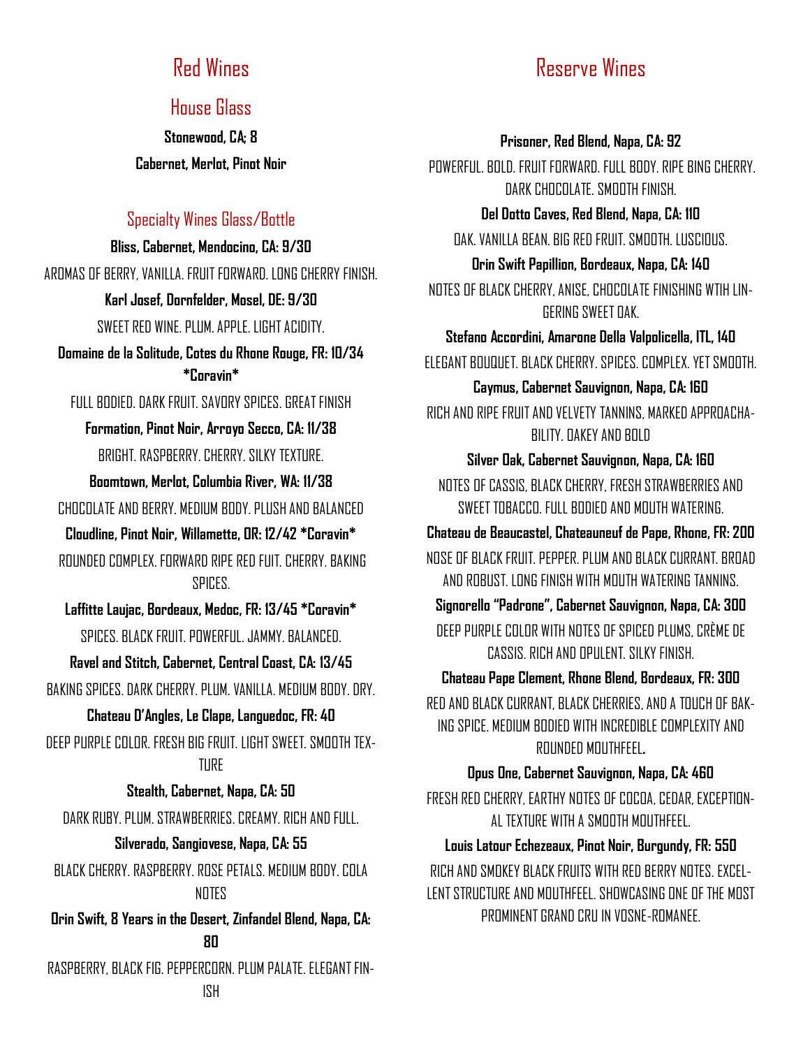# Red Wines

## House Glass

**Stonewood, CA: 8**

**Cabernet, Merlot, Pinot Noir**

## Specialty Wines Glass/Bottle

**Bliss, Cabernet, Mendocino, CA: 9/30**

AROMAS OF BERRY, VANILLA. FRUIT FORWARD. LONG CHERRY FINISH.

**Karl Josef, Dornfelder, Mosel, DE: 9/30**

SWEET RED WINE. PLUM. APPLE. LIGHT ACIDITY.

**Domaine de la Solitude, Cotes du Rhone Rouge, FR: 10/34 *Coravin***

FULL BODIED. DARK FRUIT. SAVORY SPICES. GREAT FINISH

**Formation, Pinot Noir, Arroyo Secco, CA: 11/38**

BRIGHT. RASPBERRY. CHERRY. SILKY TEXTURE.

**Boomtown, Merlot, Columbia River, WA: 11/38**

CHOCOLATE AND BERRY. MEDIUM BODY. PLUSH AND BALANCED

**Cloudline, Pinot Noir, Willamette, OR: 12/42 *Coravin***

ROUNDED COMPLEX. FORWARD RIPE RED FUIT. CHERRY. BAKING SPICES.

**Laffitte Laujac, Bordeaux, Medoc, FR: 13/45 *Coravin***

SPICES. BLACK FRUIT. POWERFUL. JAMMY. BALANCED.

**Ravel and Stitch, Cabernet, Central Coast, CA: 13/45**

BAKING SPICES. DARK CHERRY. PLUM. VANILLA. MEDIUM BODY. DRY.

**Chateau D'Angles, Le Clape, Languedoc, FR: 40**

DEEP PURPLE COLOR. FRESH BIG FRUIT. LIGHT SWEET. SMOOTH TEXTURE

**Stealth, Cabernet, Napa, CA: 50**

DARK RUBY. PLUM. STRAWBERRIES. CREAMY. RICH AND FULL.

**Silverado, Sangiovese, Napa, CA: 55**

BLACK CHERRY. RASPBERRY. ROSE PETALS. MEDIUM BODY. COLA NOTES

**Orin Swift, 8 Years in the Desert, Zinfandel Blend, Napa, CA: 80**

RASPBERRY, BLACK FIG. PEPPERCORN. PLUM PALATE. ELEGANT FINISH

# Reserve Wines

**Prisoner, Red Blend, Napa, CA: 92**

POWERFUL. BOLD. FRUIT FORWARD. FULL BODY. RIPE BING CHERRY. DARK CHOCOLATE. SMOOTH FINISH.

**Del Dotto Caves, Red Blend, Napa, CA: 110**

OAK. VANILLA BEAN. BIG RED FRUIT. SMOOTH. LUSCIOUS.

**Orin Swift Papillion, Bordeaux, Napa, CA: 140**

NOTES OF BLACK CHERRY, ANISE, CHOCOLATE FINISHING WTIH LINGERING SWEET OAK.

**Stefano Accordini, Amarone Della Valpolicella, ITL, 140**

ELEGANT BOUQUET. BLACK CHERRY. SPICES. COMPLEX. YET SMOOTH.

**Caymus, Cabernet Sauvignon, Napa, CA: 160**

RICH AND RIPE FRUIT AND VELVETY TANNINS, MARKED APPROACHABILITY. OAKEY AND BOLD

**Silver Oak, Cabernet Sauvignon, Napa, CA: 160**

NOTES OF CASSIS, BLACK CHERRY, FRESH STRAWBERRIES AND SWEET TOBACCO. FULL BODIED AND MOUTH WATERING.

**Chateau de Beaucastel, Chateauneuf de Pape, Rhone, FR: 200**

NOSE OF BLACK FRUIT. PEPPER. PLUM AND BLACK CURRANT. BROAD AND ROBUST. LONG FINISH WITH MOUTH WATERING TANNINS.

**Signorello "Padrone", Cabernet Sauvignon, Napa, CA: 300**

DEEP PURPLE COLOR WITH NOTES OF SPICED PLUMS, CRÈME DE CASSIS. RICH AND OPULENT. SILKY FINISH.

**Chateau Pape Clement, Rhone Blend, Bordeaux, FR: 300**

RED AND BLACK CURRANT, BLACK CHERRIES, AND A TOUCH OF BAKING SPICE. MEDIUM BODIED WITH INCREDIBLE COMPLEXITY AND ROUNDED MOUTHFEEL.

**Opus One, Cabernet Sauvignon, Napa, CA: 460**

FRESH RED CHERRY, EARTHY NOTES OF COCOA, CEDAR, EXCEPTIONAL TEXTURE WITH A SMOOTH MOUTHFEEL.

**Louis Latour Echezeaux, Pinot Noir, Burgundy, FR: 550**

RICH AND SMOKEY BLACK FRUITS WITH RED BERRY NOTES. EXCELLENT STRUCTURE AND MOUTHFEEL. SHOWCASING ONE OF THE MOST PROMINENT GRAND CRU IN VOSNE-ROMANEE.